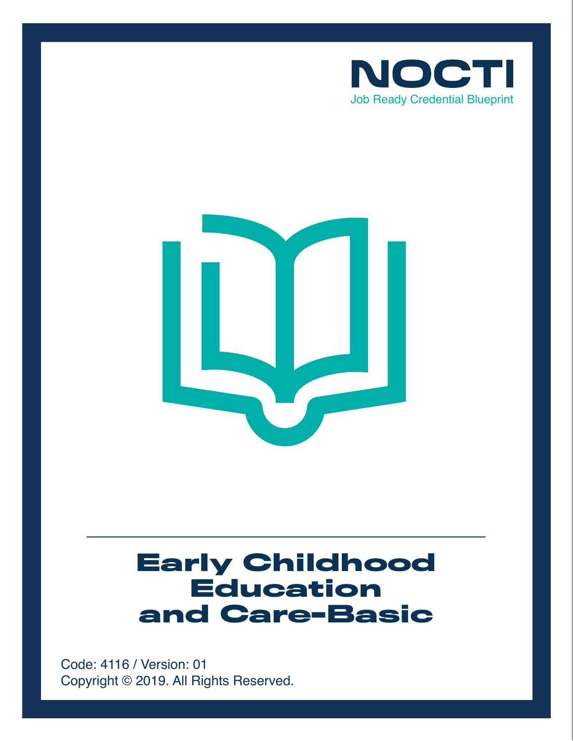NOCTI

Job Ready Credential Blueprint

# Early Childhood Education and Care-Basic

Code: 4116 / Version: 01

Copyright © 2019. All Rights Reserved.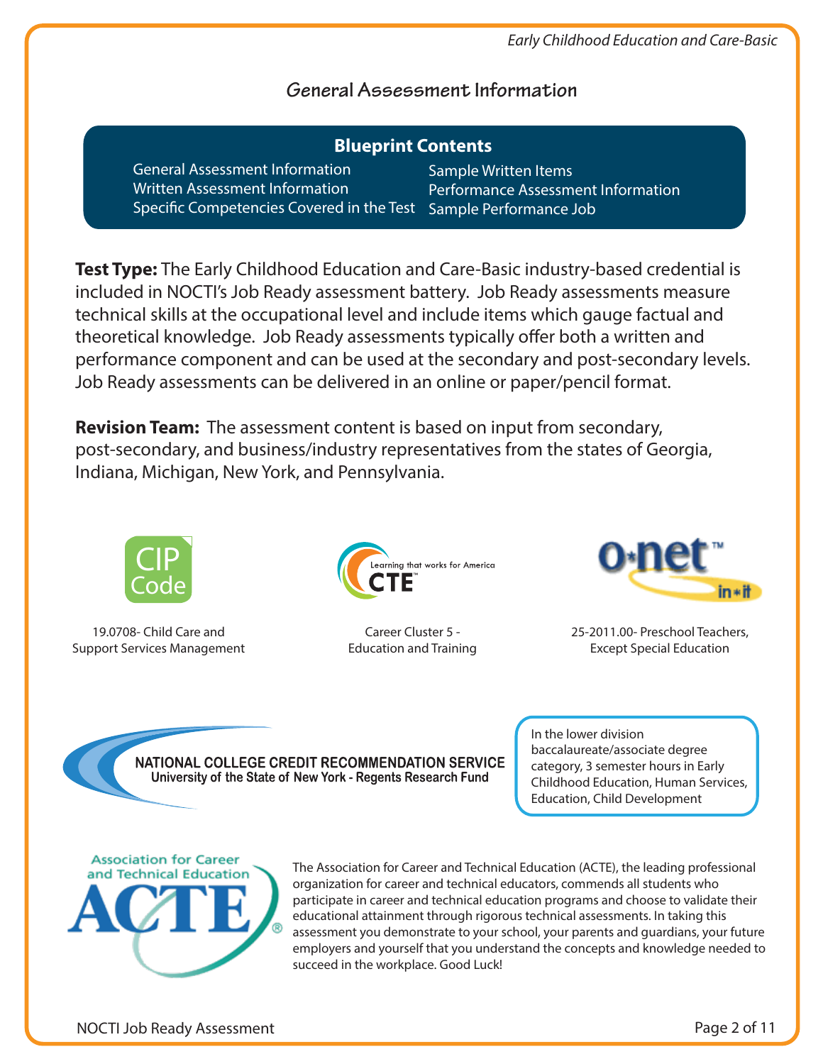## General Assessment Information

### Blueprint Contents

- General Assessment Information
- Written Assessment Information
- Specific Competencies Covered in the Test
- Sample Written Items
- Performance Assessment Information
- Sample Performance Job

**Test Type:** The Early Childhood Education and Care-Basic industry-based credential is included in NOCTI's Job Ready assessment battery. Job Ready assessments measure technical skills at the occupational level and include items which gauge factual and theoretical knowledge. Job Ready assessments typically offer both a written and performance component and can be used at the secondary and post-secondary levels. Job Ready assessments can be delivered in an online or paper/pencil format.

**Revision Team:** The assessment content is based on input from secondary, post-secondary, and business/industry representatives from the states of Georgia, Indiana, Michigan, New York, and Pennsylvania.

CIP Code
19.0708- Child Care and Support Services Management

CTE – Learning that works for America
Career Cluster 5 - Education and Training

O*NET in*it
25-2011.00- Preschool Teachers, Except Special Education

NATIONAL COLLEGE CREDIT RECOMMENDATION SERVICE
University of the State of New York - Regents Research Fund

In the lower division baccalaureate/associate degree category, 3 semester hours in Early Childhood Education, Human Services, Education, Child Development

Association for Career and Technical Education — ACTE

The Association for Career and Technical Education (ACTE), the leading professional organization for career and technical educators, commends all students who participate in career and technical education programs and choose to validate their educational attainment through rigorous technical assessments. In taking this assessment you demonstrate to your school, your parents and guardians, your future employers and yourself that you understand the concepts and knowledge needed to succeed in the workplace. Good Luck!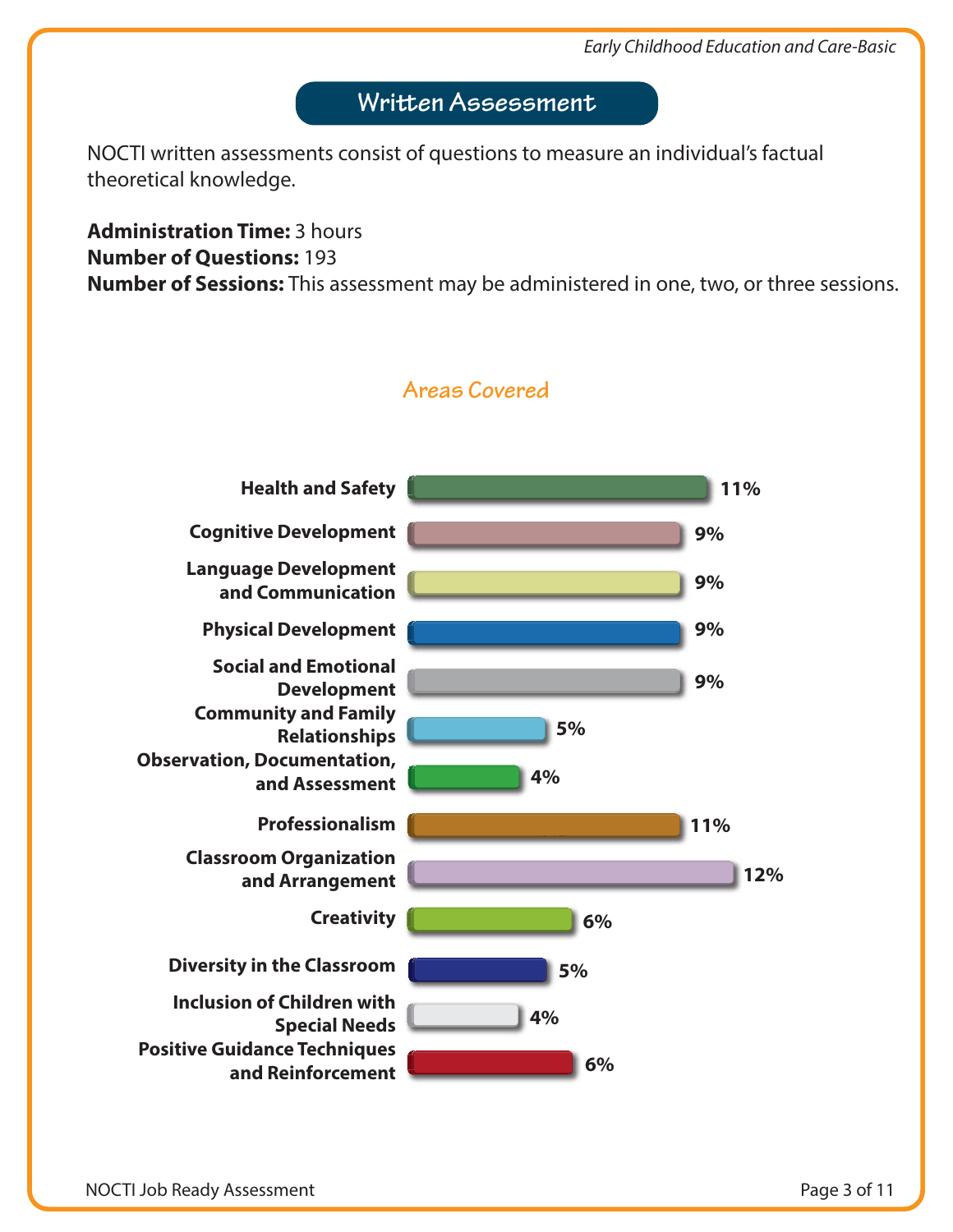## Written Assessment

NOCTI written assessments consist of questions to measure an individual's factual theoretical knowledge.

**Administration Time:** 3 hours
**Number of Questions:** 193
**Number of Sessions:** This assessment may be administered in one, two, or three sessions.

### Areas Covered

| Area | Percentage |
| --- | --- |
| Health and Safety | 11% |
| Cognitive Development | 9% |
| Language Development and Communication | 9% |
| Physical Development | 9% |
| Social and Emotional Development | 9% |
| Community and Family Relationships | 5% |
| Observation, Documentation, and Assessment | 4% |
| Professionalism | 11% |
| Classroom Organization and Arrangement | 12% |
| Creativity | 6% |
| Diversity in the Classroom | 5% |
| Inclusion of Children with Special Needs | 4% |
| Positive Guidance Techniques and Reinforcement | 6% |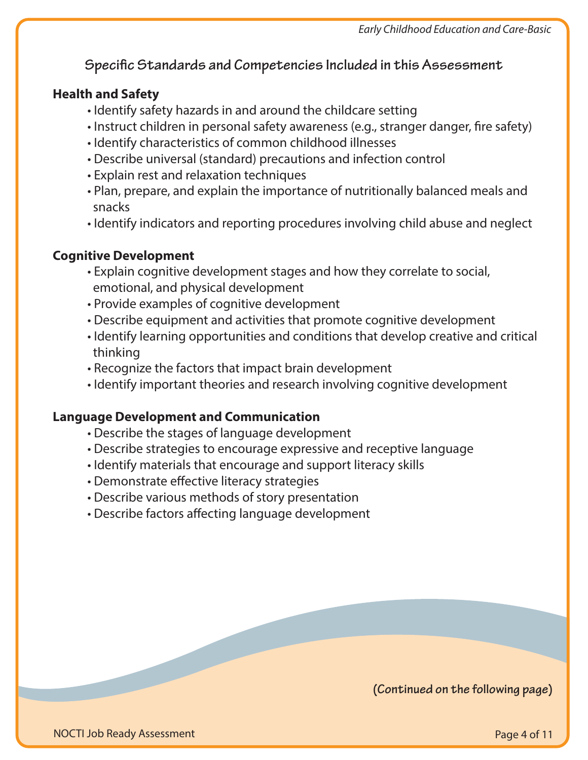## Specific Standards and Competencies Included in this Assessment

### Health and Safety

- Identify safety hazards in and around the childcare setting
- Instruct children in personal safety awareness (e.g., stranger danger, fire safety)
- Identify characteristics of common childhood illnesses
- Describe universal (standard) precautions and infection control
- Explain rest and relaxation techniques
- Plan, prepare, and explain the importance of nutritionally balanced meals and snacks
- Identify indicators and reporting procedures involving child abuse and neglect

### Cognitive Development

- Explain cognitive development stages and how they correlate to social, emotional, and physical development
- Provide examples of cognitive development
- Describe equipment and activities that promote cognitive development
- Identify learning opportunities and conditions that develop creative and critical thinking
- Recognize the factors that impact brain development
- Identify important theories and research involving cognitive development

### Language Development and Communication

- Describe the stages of language development
- Describe strategies to encourage expressive and receptive language
- Identify materials that encourage and support literacy skills
- Demonstrate effective literacy strategies
- Describe various methods of story presentation
- Describe factors affecting language development

**(Continued on the following page)**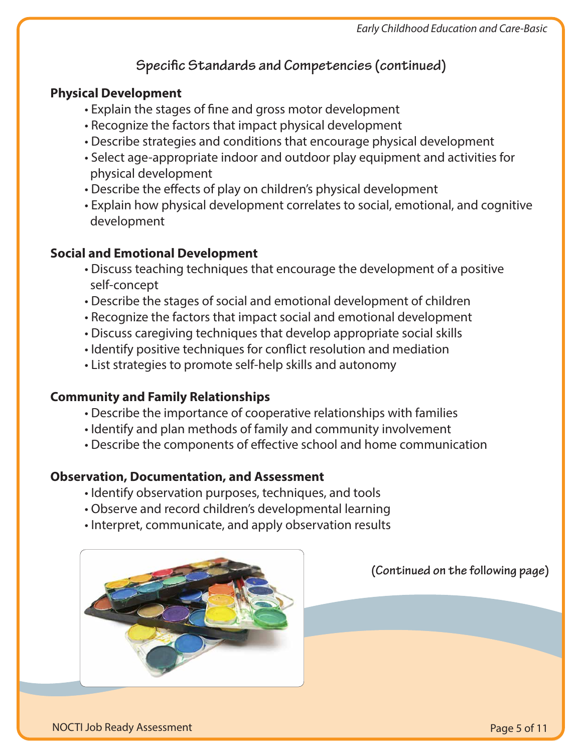## Specific Standards and Competencies (continued)

### Physical Development

- Explain the stages of fine and gross motor development
- Recognize the factors that impact physical development
- Describe strategies and conditions that encourage physical development
- Select age-appropriate indoor and outdoor play equipment and activities for physical development
- Describe the effects of play on children's physical development
- Explain how physical development correlates to social, emotional, and cognitive development

### Social and Emotional Development

- Discuss teaching techniques that encourage the development of a positive self-concept
- Describe the stages of social and emotional development of children
- Recognize the factors that impact social and emotional development
- Discuss caregiving techniques that develop appropriate social skills
- Identify positive techniques for conflict resolution and mediation
- List strategies to promote self-help skills and autonomy

### Community and Family Relationships

- Describe the importance of cooperative relationships with families
- Identify and plan methods of family and community involvement
- Describe the components of effective school and home communication

### Observation, Documentation, and Assessment

- Identify observation purposes, techniques, and tools
- Observe and record children's developmental learning
- Interpret, communicate, and apply observation results

**(Continued on the following page)**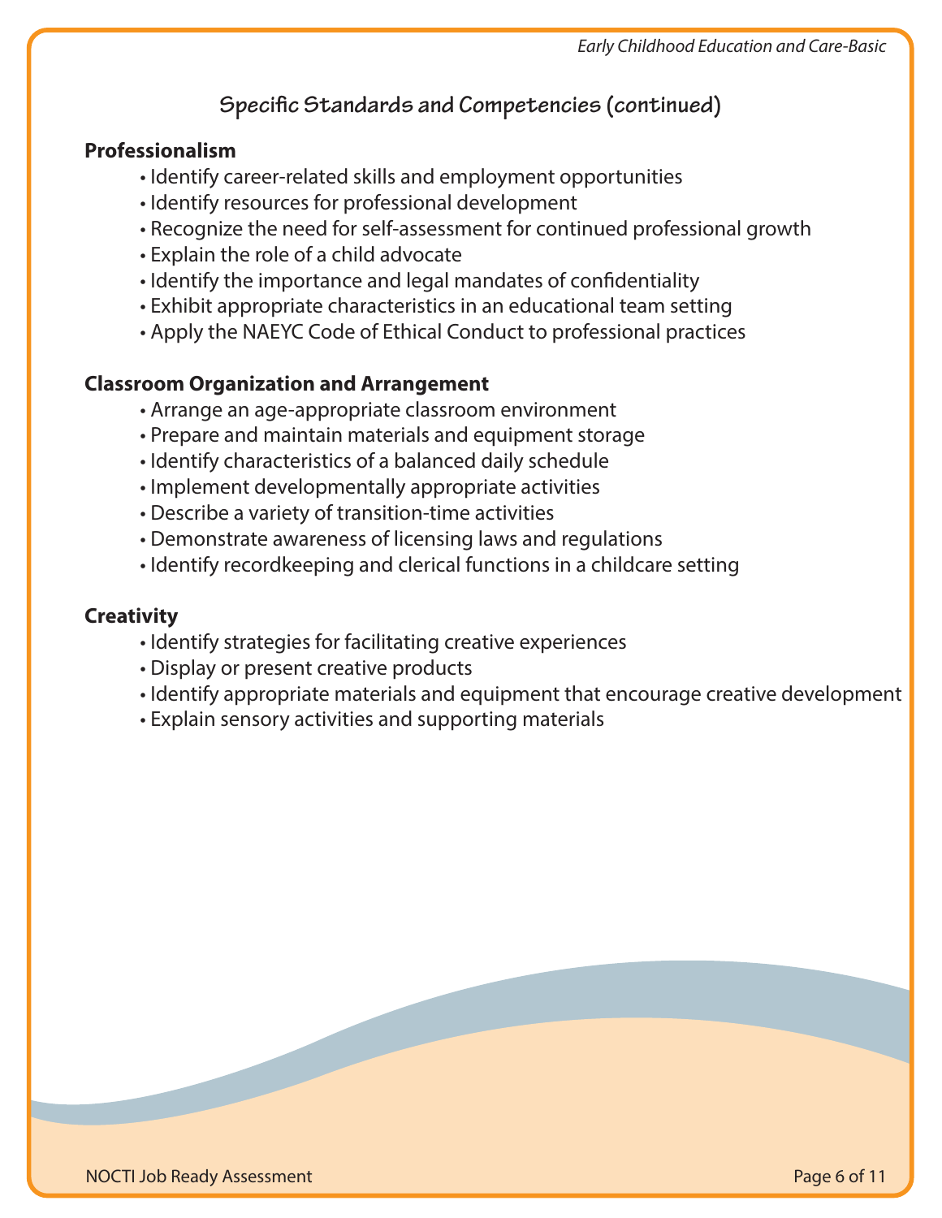## Specific Standards and Competencies (continued)

### Professionalism

- Identify career-related skills and employment opportunities
- Identify resources for professional development
- Recognize the need for self-assessment for continued professional growth
- Explain the role of a child advocate
- Identify the importance and legal mandates of confidentiality
- Exhibit appropriate characteristics in an educational team setting
- Apply the NAEYC Code of Ethical Conduct to professional practices

### Classroom Organization and Arrangement

- Arrange an age-appropriate classroom environment
- Prepare and maintain materials and equipment storage
- Identify characteristics of a balanced daily schedule
- Implement developmentally appropriate activities
- Describe a variety of transition-time activities
- Demonstrate awareness of licensing laws and regulations
- Identify recordkeeping and clerical functions in a childcare setting

### Creativity

- Identify strategies for facilitating creative experiences
- Display or present creative products
- Identify appropriate materials and equipment that encourage creative development
- Explain sensory activities and supporting materials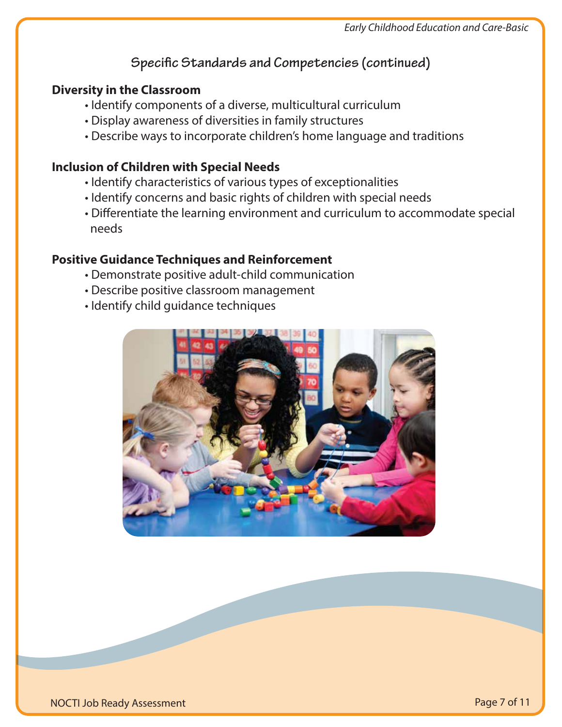## Specific Standards and Competencies (continued)

### Diversity in the Classroom

- Identify components of a diverse, multicultural curriculum
- Display awareness of diversities in family structures
- Describe ways to incorporate children's home language and traditions

### Inclusion of Children with Special Needs

- Identify characteristics of various types of exceptionalities
- Identify concerns and basic rights of children with special needs
- Differentiate the learning environment and curriculum to accommodate special needs

### Positive Guidance Techniques and Reinforcement

- Demonstrate positive adult-child communication
- Describe positive classroom management
- Identify child guidance techniques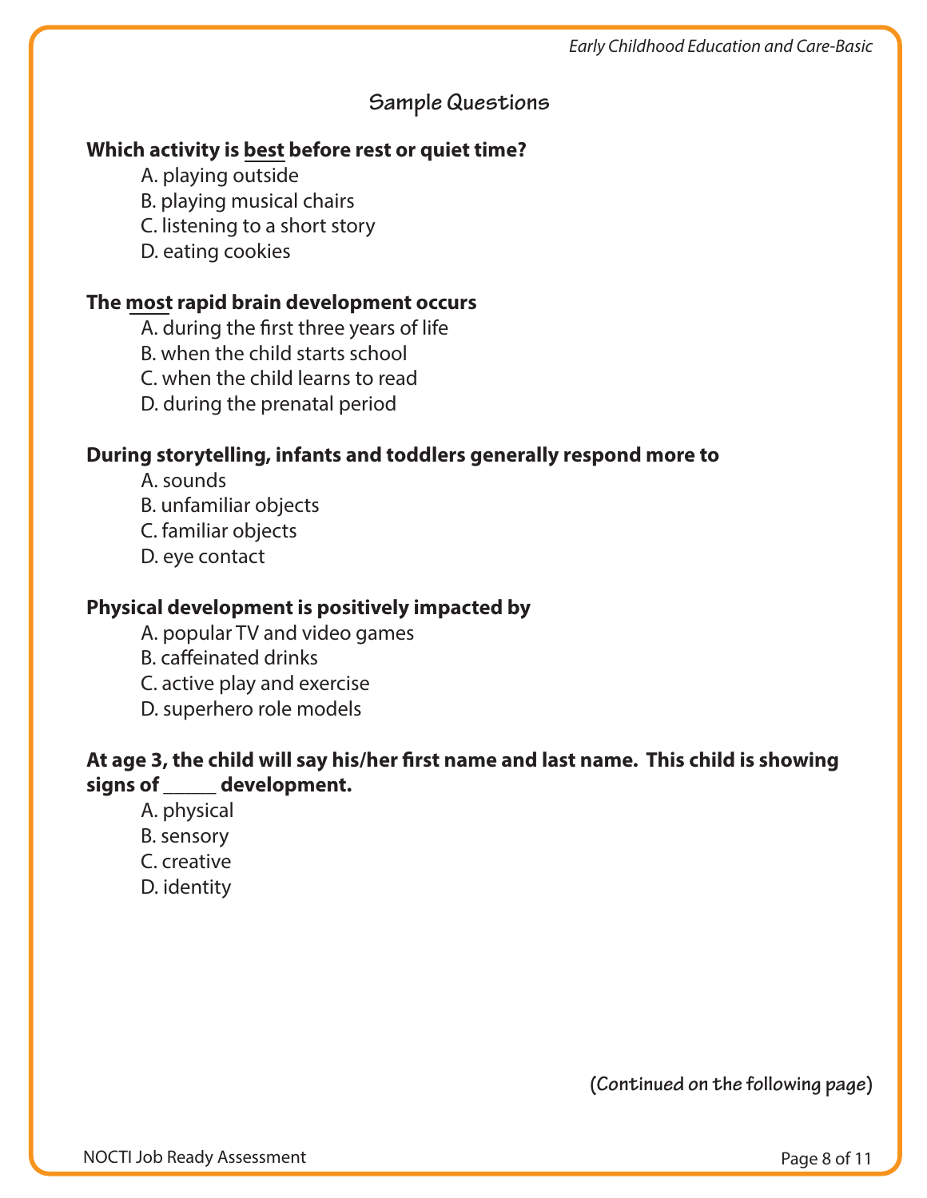## Sample Questions

**Which activity is <u>best</u> before rest or quiet time?**

A. playing outside
B. playing musical chairs
C. listening to a short story
D. eating cookies

**The <u>most</u> rapid brain development occurs**

A. during the first three years of life
B. when the child starts school
C. when the child learns to read
D. during the prenatal period

**During storytelling, infants and toddlers generally respond more to**

A. sounds
B. unfamiliar objects
C. familiar objects
D. eye contact

**Physical development is positively impacted by**

A. popular TV and video games
B. caffeinated drinks
C. active play and exercise
D. superhero role models

**At age 3, the child will say his/her first name and last name. This child is showing signs of _____ development.**

A. physical
B. sensory
C. creative
D. identity

**(Continued on the following page)**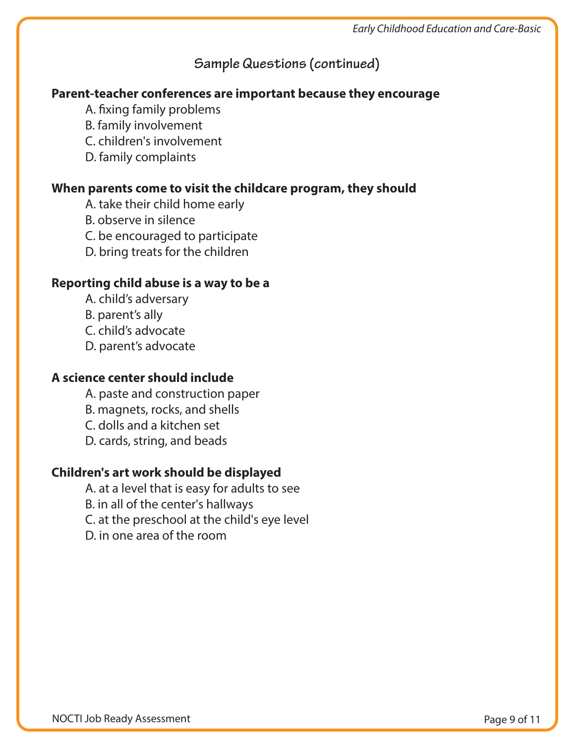## Sample Questions (continued)

**Parent-teacher conferences are important because they encourage**

A. fixing family problems
B. family involvement
C. children's involvement
D. family complaints

**When parents come to visit the childcare program, they should**

A. take their child home early
B. observe in silence
C. be encouraged to participate
D. bring treats for the children

**Reporting child abuse is a way to be a**

A. child's adversary
B. parent's ally
C. child's advocate
D. parent's advocate

**A science center should include**

A. paste and construction paper
B. magnets, rocks, and shells
C. dolls and a kitchen set
D. cards, string, and beads

**Children's art work should be displayed**

A. at a level that is easy for adults to see
B. in all of the center's hallways
C. at the preschool at the child's eye level
D. in one area of the room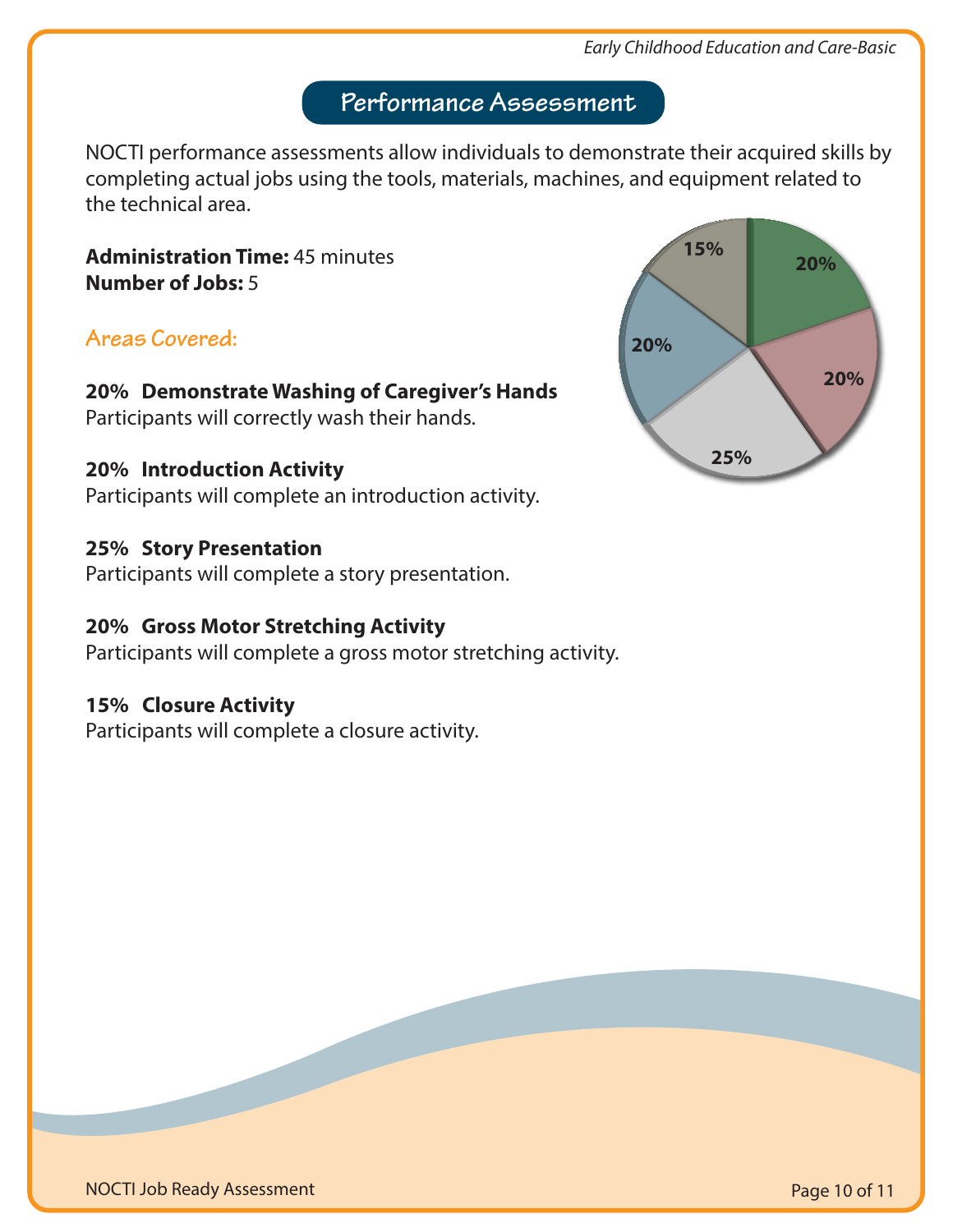## Performance Assessment

NOCTI performance assessments allow individuals to demonstrate their acquired skills by completing actual jobs using the tools, materials, machines, and equipment related to the technical area.

**Administration Time:** 45 minutes
**Number of Jobs:** 5

### Areas Covered:

**20% Demonstrate Washing of Caregiver's Hands**
Participants will correctly wash their hands.

**20% Introduction Activity**
Participants will complete an introduction activity.

**25% Story Presentation**
Participants will complete a story presentation.

**20% Gross Motor Stretching Activity**
Participants will complete a gross motor stretching activity.

**15% Closure Activity**
Participants will complete a closure activity.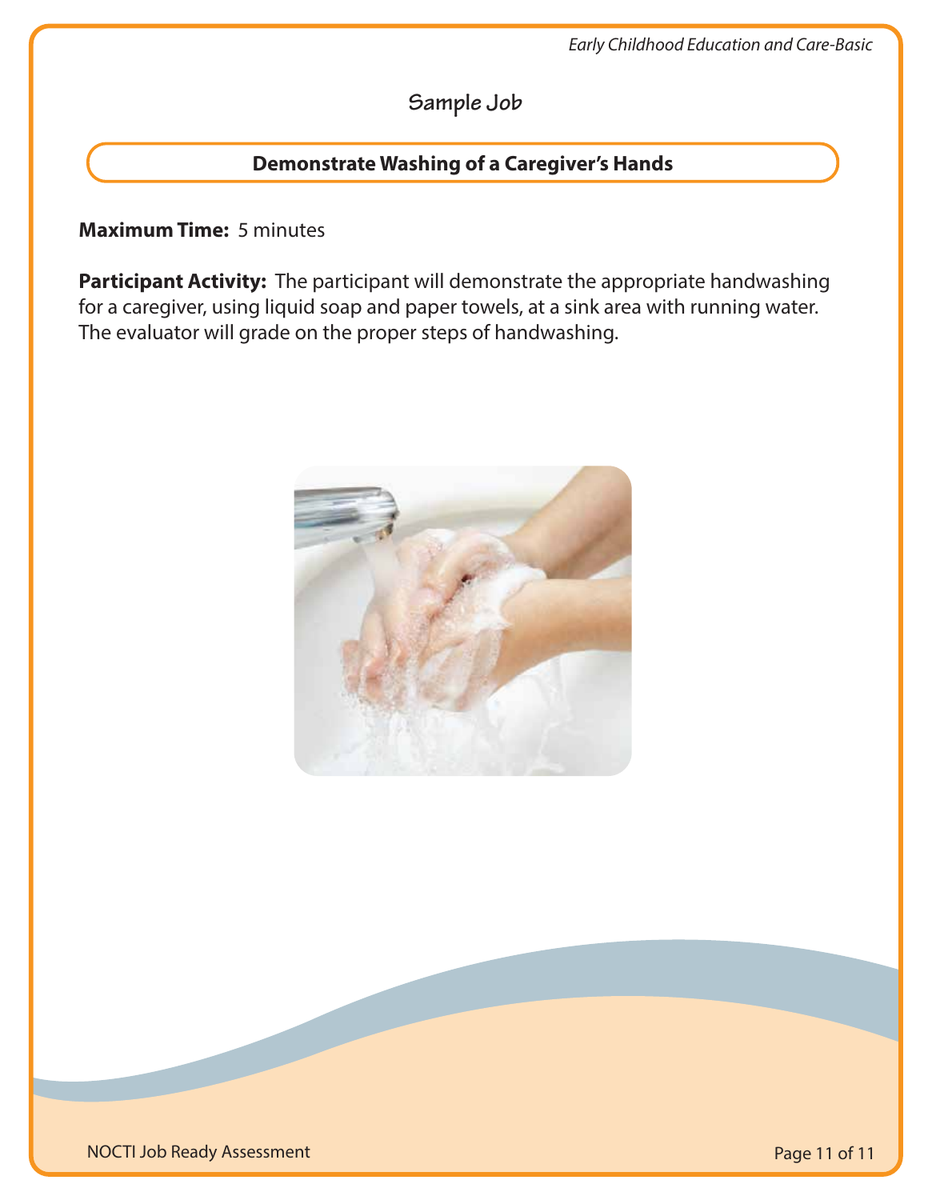## Sample Job

### Demonstrate Washing of a Caregiver's Hands

**Maximum Time:** 5 minutes

**Participant Activity:** The participant will demonstrate the appropriate handwashing for a caregiver, using liquid soap and paper towels, at a sink area with running water. The evaluator will grade on the proper steps of handwashing.